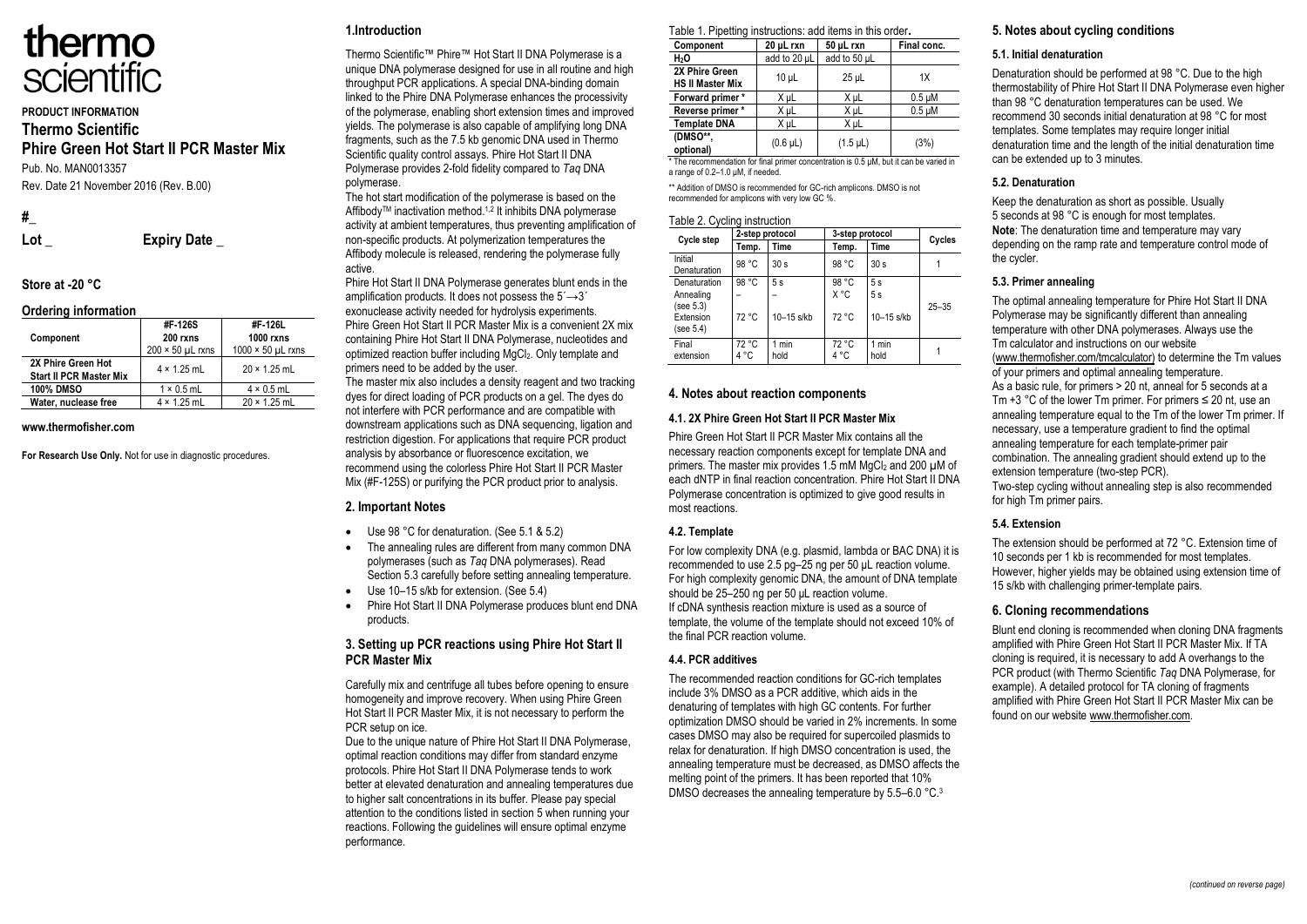# thermo scientific

**PRODUCT INFORMATION**

## Thermo Scientific
## Phire Green Hot Start II PCR Master Mix

Pub. No. MAN0013357

Rev. Date 21 November 2016 (Rev. B.00)

**#_**

**Lot _** **Expiry Date _**

**Store at -20 °C**

### Ordering information

| Component | #F-126S 200 rxns 200 × 50 µL rxns | #F-126L 1000 rxns 1000 × 50 µL rxns |
|---|---|---|
| 2X Phire Green Hot Start II PCR Master Mix | 4 × 1.25 mL | 20 × 1.25 mL |
| 100% DMSO | 1 × 0.5 mL | 4 × 0.5 mL |
| Water, nuclease free | 4 × 1.25 mL | 20 × 1.25 mL |

**www.thermofisher.com**

**For Research Use Only.** Not for use in diagnostic procedures.

## 1.Introduction

Thermo Scientific™ Phire™ Hot Start II DNA Polymerase is a unique DNA polymerase designed for use in all routine and high throughput PCR applications. A special DNA-binding domain linked to the Phire DNA Polymerase enhances the processivity of the polymerase, enabling short extension times and improved yields. The polymerase is also capable of amplifying long DNA fragments, such as the 7.5 kb genomic DNA used in Thermo Scientific quality control assays. Phire Hot Start II DNA Polymerase provides 2-fold fidelity compared to *Taq* DNA polymerase.

The hot start modification of the polymerase is based on the Affibody™ inactivation method.[1,2] It inhibits DNA polymerase activity at ambient temperatures, thus preventing amplification of non-specific products. At polymerization temperatures the Affibody molecule is released, rendering the polymerase fully active.

Phire Hot Start II DNA Polymerase generates blunt ends in the amplification products. It does not possess the 5´→3´ exonuclease activity needed for hydrolysis experiments.

Phire Green Hot Start II PCR Master Mix is a convenient 2X mix containing Phire Hot Start II DNA Polymerase, nucleotides and optimized reaction buffer including $MgCl_2$. Only template and primers need to be added by the user.

The master mix also includes a density reagent and two tracking dyes for direct loading of PCR products on a gel. The dyes do not interfere with PCR performance and are compatible with downstream applications such as DNA sequencing, ligation and restriction digestion. For applications that require PCR product analysis by absorbance or fluorescence excitation, we recommend using the colorless Phire Hot Start II PCR Master Mix (#F-125S) or purifying the PCR product prior to analysis.

## 2. Important Notes

- Use 98 °C for denaturation. (See 5.1 & 5.2)
- The annealing rules are different from many common DNA polymerases (such as *Taq* DNA polymerases). Read Section 5.3 carefully before setting annealing temperature.
- Use 10–15 s/kb for extension. (See 5.4)
- Phire Hot Start II DNA Polymerase produces blunt end DNA products.

## 3. Setting up PCR reactions using Phire Hot Start II PCR Master Mix

Carefully mix and centrifuge all tubes before opening to ensure homogeneity and improve recovery. When using Phire Green Hot Start II PCR Master Mix, it is not necessary to perform the PCR setup on ice.

Due to the unique nature of Phire Hot Start II DNA Polymerase, optimal reaction conditions may differ from standard enzyme protocols. Phire Hot Start II DNA Polymerase tends to work better at elevated denaturation and annealing temperatures due to higher salt concentrations in its buffer. Please pay special attention to the conditions listed in section 5 when running your reactions. Following the guidelines will ensure optimal enzyme performance.

Table 1. Pipetting instructions: add items in this order**.**

| Component | 20 µL rxn | 50 µL rxn | Final conc. |
|---|---|---|---|
| $H_2O$ | add to 20 µL | add to 50 µL | |
| 2X Phire Green HS II Master Mix | 10 µL | 25 µL | 1X |
| Forward primer * | X µL | X µL | 0.5 µM |
| Reverse primer * | X µL | X µL | 0.5 µM |
| Template DNA | X µL | X µL | |
| (DMSO**, optional) | (0.6 µL) | (1.5 µL) | (3%) |

\* The recommendation for final primer concentration is 0.5 µM, but it can be varied in a range of 0.2–1.0 µM, if needed.

\*\* Addition of DMSO is recommended for GC-rich amplicons. DMSO is not recommended for amplicons with very low GC %.

Table 2. Cycling instruction

| Cycle step | 2-step protocol | | 3-step protocol | | Cycles |
|---|---|---|---|---|---|
| | Temp. | Time | Temp. | Time | |
| Initial Denaturation | 98 °C | 30 s | 98 °C | 30 s | 1 |
| Denaturation | 98 °C | 5 s | 98 °C | 5 s | 25–35 |
| Annealing (see 5.3) | – | – | X °C | 5 s | |
| Extension (see 5.4) | 72 °C | 10–15 s/kb | 72 °C | 10–15 s/kb | |
| Final extension | 72 °C<br>4 °C | 1 min<br>hold | 72 °C<br>4 °C | 1 min<br>hold | 1 |

## 4. Notes about reaction components

### 4.1. 2X Phire Green Hot Start II PCR Master Mix

Phire Green Hot Start II PCR Master Mix contains all the necessary reaction components except for template DNA and primers. The master mix provides 1.5 mM $MgCl_2$ and 200 µM of each dNTP in final reaction concentration. Phire Hot Start II DNA Polymerase concentration is optimized to give good results in most reactions.

### 4.2. Template

For low complexity DNA (e.g. plasmid, lambda or BAC DNA) it is recommended to use 2.5 pg–25 ng per 50 µL reaction volume. For high complexity genomic DNA, the amount of DNA template should be 25–250 ng per 50 µL reaction volume.

If cDNA synthesis reaction mixture is used as a source of template, the volume of the template should not exceed 10% of the final PCR reaction volume.

### 4.4. PCR additives

The recommended reaction conditions for GC-rich templates include 3% DMSO as a PCR additive, which aids in the denaturing of templates with high GC contents. For further optimization DMSO should be varied in 2% increments. In some cases DMSO may also be required for supercoiled plasmids to relax for denaturation. If high DMSO concentration is used, the annealing temperature must be decreased, as DMSO affects the melting point of the primers. It has been reported that 10% DMSO decreases the annealing temperature by 5.5–6.0 °C.[3]

## 5. Notes about cycling conditions

### 5.1. Initial denaturation

Denaturation should be performed at 98 °C. Due to the high thermostability of Phire Hot Start II DNA Polymerase even higher than 98 °C denaturation temperatures can be used. We recommend 30 seconds initial denaturation at 98 °C for most templates. Some templates may require longer initial denaturation time and the length of the initial denaturation time can be extended up to 3 minutes.

### 5.2. Denaturation

Keep the denaturation as short as possible. Usually 5 seconds at 98 °C is enough for most templates.

**Note**: The denaturation time and temperature may vary depending on the ramp rate and temperature control mode of the cycler.

### 5.3. Primer annealing

The optimal annealing temperature for Phire Hot Start II DNA Polymerase may be significantly different than annealing temperature with other DNA polymerases. Always use the Tm calculator and instructions on our website (www.thermofisher.com/tmcalculator) to determine the Tm values of your primers and optimal annealing temperature.

As a basic rule, for primers > 20 nt, anneal for 5 seconds at a Tm +3 °C of the lower Tm primer. For primers ≤ 20 nt, use an annealing temperature equal to the Tm of the lower Tm primer. If necessary, use a temperature gradient to find the optimal annealing temperature for each template-primer pair combination. The annealing gradient should extend up to the extension temperature (two-step PCR).

Two-step cycling without annealing step is also recommended for high Tm primer pairs.

### 5.4. Extension

The extension should be performed at 72 °C. Extension time of 10 seconds per 1 kb is recommended for most templates. However, higher yields may be obtained using extension time of 15 s/kb with challenging primer-template pairs.

## 6. Cloning recommendations

Blunt end cloning is recommended when cloning DNA fragments amplified with Phire Green Hot Start II PCR Master Mix. If TA cloning is required, it is necessary to add A overhangs to the PCR product (with Thermo Scientific *Taq* DNA Polymerase, for example). A detailed protocol for TA cloning of fragments amplified with Phire Green Hot Start II PCR Master Mix can be found on our website www.thermofisher.com.

*(continued on reverse page)*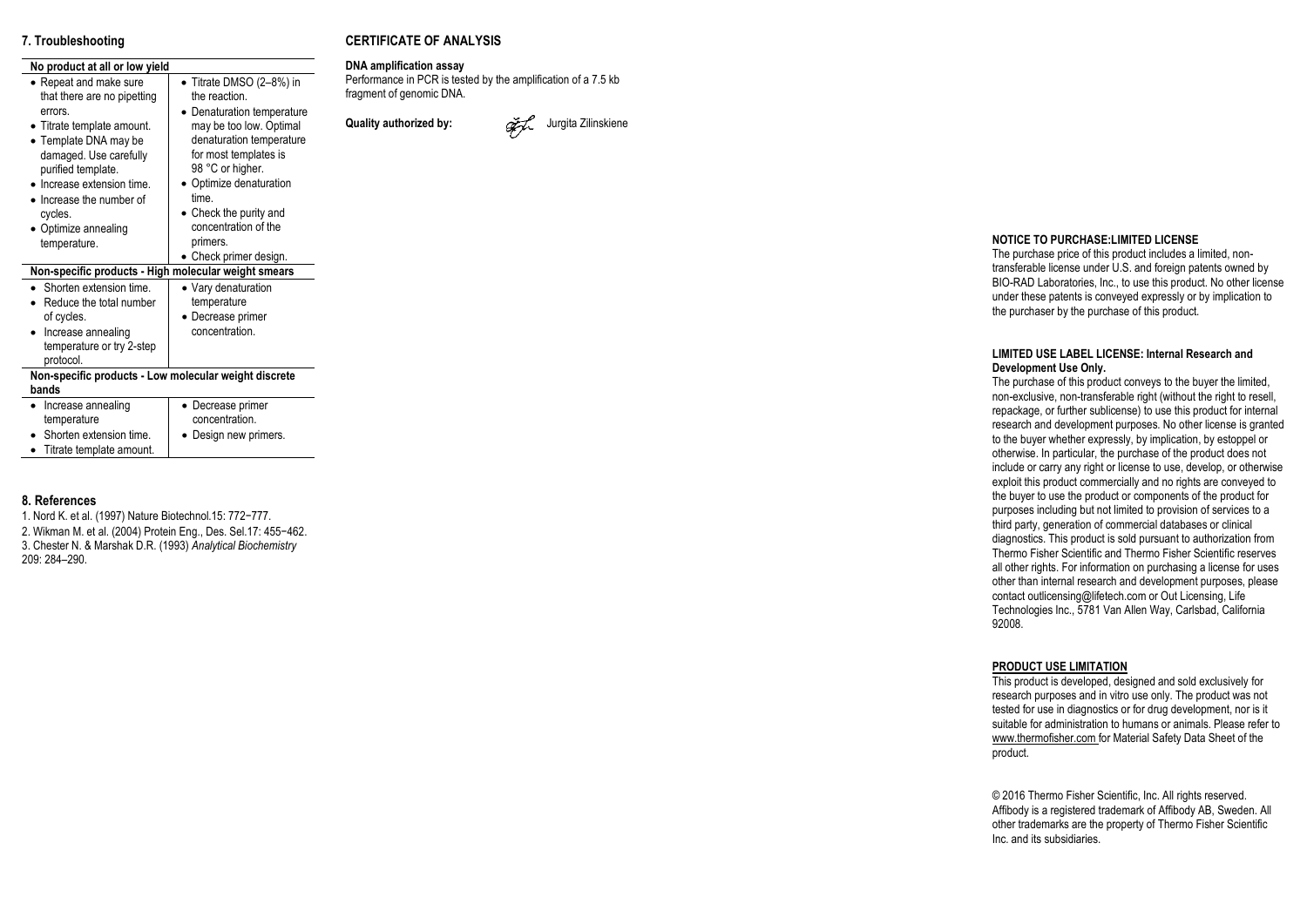## 7. Troubleshooting

| No product at all or low yield | |
|---|---|
| • Repeat and make sure that there are no pipetting errors.<br>• Titrate template amount.<br>• Template DNA may be damaged. Use carefully purified template.<br>• Increase extension time.<br>• Increase the number of cycles.<br>• Optimize annealing temperature. | • Titrate DMSO (2–8%) in the reaction.<br>• Denaturation temperature may be too low. Optimal denaturation temperature for most templates is 98 °C or higher.<br>• Optimize denaturation time.<br>• Check the purity and concentration of the primers.<br>• Check primer design. |
| **Non-specific products - High molecular weight smears** | |
| • Shorten extension time.<br>• Reduce the total number of cycles.<br>• Increase annealing temperature or try 2-step protocol. | • Vary denaturation temperature<br>• Decrease primer concentration. |
| **Non-specific products - Low molecular weight discrete bands** | |
| • Increase annealing temperature<br>• Shorten extension time.<br>• Titrate template amount. | • Decrease primer concentration.<br>• Design new primers. |

## 8. References

1. Nord K. et al. (1997) Nature Biotechnol.15: 772−777.
2. Wikman M. et al. (2004) Protein Eng., Des. Sel.17: 455−462.
3. Chester N. & Marshak D.R. (1993) *Analytical Biochemistry* 209: 284–290.

## CERTIFICATE OF ANALYSIS

**DNA amplification assay**

Performance in PCR is tested by the amplification of a 7.5 kb fragment of genomic DNA.

**Quality authorized by:** Jurgita Zilinskiene

**NOTICE TO PURCHASE:LIMITED LICENSE**

The purchase price of this product includes a limited, non-transferable license under U.S. and foreign patents owned by BIO-RAD Laboratories, Inc., to use this product. No other license under these patents is conveyed expressly or by implication to the purchaser by the purchase of this product.

**LIMITED USE LABEL LICENSE: Internal Research and Development Use Only.**

The purchase of this product conveys to the buyer the limited, non-exclusive, non-transferable right (without the right to resell, repackage, or further sublicense) to use this product for internal research and development purposes. No other license is granted to the buyer whether expressly, by implication, by estoppel or otherwise. In particular, the purchase of the product does not include or carry any right or license to use, develop, or otherwise exploit this product commercially and no rights are conveyed to the buyer to use the product or components of the product for purposes including but not limited to provision of services to a third party, generation of commercial databases or clinical diagnostics. This product is sold pursuant to authorization from Thermo Fisher Scientific and Thermo Fisher Scientific reserves all other rights. For information on purchasing a license for uses other than internal research and development purposes, please contact outlicensing@lifetech.com or Out Licensing, Life Technologies Inc., 5781 Van Allen Way, Carlsbad, California 92008.

**PRODUCT USE LIMITATION**

This product is developed, designed and sold exclusively for research purposes and in vitro use only. The product was not tested for use in diagnostics or for drug development, nor is it suitable for administration to humans or animals. Please refer to www.thermofisher.com for Material Safety Data Sheet of the product.

© 2016 Thermo Fisher Scientific, Inc. All rights reserved. Affibody is a registered trademark of Affibody AB, Sweden. All other trademarks are the property of Thermo Fisher Scientific Inc. and its subsidiaries.